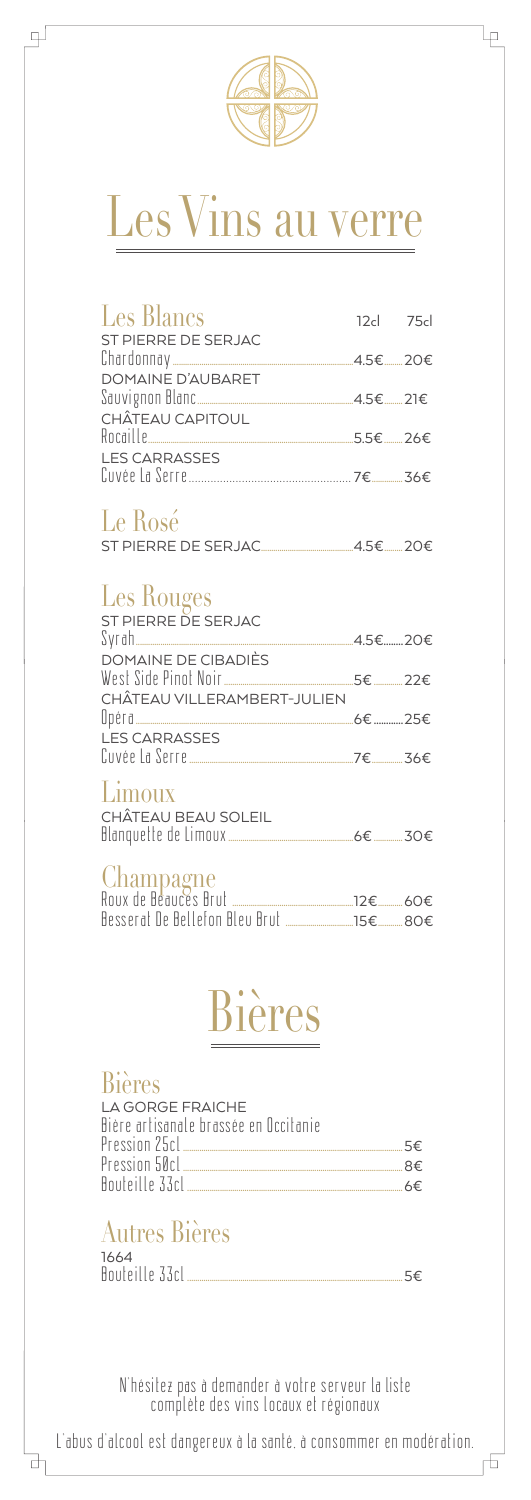# Les Vins au verre

## Les Blancs

| | 12cl | 75cl |
|---|---|---|
| **ST PIERRE DE SERJAC** Chardonnay | 4.5€ | 20€ |
| **DOMAINE D'AUBARET** Sauvignon Blanc | 4.5€ | 21€ |
| **CHÂTEAU CAPITOUL** Rocaille | 5.5€ | 26€ |
| **LES CARRASSES** Cuvée La Serre | 7€ | 36€ |

## Le Rosé

| | 12cl | 75cl |
|---|---|---|
| **ST PIERRE DE SERJAC** | 4.5€ | 20€ |

## Les Rouges

| | 12cl | 75cl |
|---|---|---|
| **ST PIERRE DE SERJAC** Syrah | 4.5€ | 20€ |
| **DOMAINE DE CIBADIÈS** West Side Pinot Noir | 5€ | 22€ |
| **CHÂTEAU VILLERAMBERT-JULIEN** Opéra | 6€ | 25€ |
| **LES CARRASSES** Cuvée La Serre | 7€ | 36€ |

## Limoux

| | 12cl | 75cl |
|---|---|---|
| **CHÂTEAU BEAU SOLEIL** Blanquette de Limoux | 6€ | 30€ |

## Champagne

| | 12cl | 75cl |
|---|---|---|
| Roux de Beauces Brut | 12€ | 60€ |
| Besserat De Bellefon Bleu Brut | 15€ | 80€ |

# Bières

## Bières

**LA GORGE FRAICHE**

Bière artisanale brassée en Occitanie

- Pression 25cl ........ 5€
- Pression 50cl ........ 8€
- Bouteille 33cl ........ 6€

## Autres Bières

**1664**

- Bouteille 33cl ........ 5€

N'hésitez pas à demander à votre serveur la liste complète des vins locaux et régionaux

L'abus d'alcool est dangereux à la santé, à consommer en modération.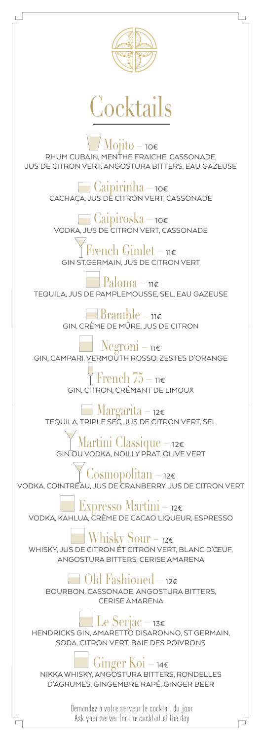# Cocktails

### Mojito – 10€
RHUM CUBAIN, MENTHE FRAICHE, CASSONADE, JUS DE CITRON VERT, ANGOSTURA BITTERS, EAU GAZEUSE

### Caipirinha – 10€
CACHAÇA, JUS DE CITRON VERT, CASSONADE

### Caipiroska – 10€
VODKA, JUS DE CITRON VERT, CASSONADE

### French Gimlet – 11€
GIN ST.GERMAIN, JUS DE CITRON VERT

### Paloma – 11€
TEQUILA, JUS DE PAMPLEMOUSSE, SEL, EAU GAZEUSE

### Bramble – 11€
GIN, CRÈME DE MÛRE, JUS DE CITRON

### Negroni – 11€
GIN, CAMPARI, VERMOUTH ROSSO, ZESTES D'ORANGE

### French 75 – 11€
GIN, CITRON, CRÉMANT DE LIMOUX

### Margarita – 12€
TEQUILA, TRIPLE SEC, JUS DE CITRON VERT, SEL

### Martini Classique – 12€
GIN OU VODKA, NOILLY PRAT, OLIVE VERT

### Cosmopolitan – 12€
VODKA, COINTREAU, JUS DE CRANBERRY, JUS DE CITRON VERT

### Expresso Martini – 12€
VODKA, KAHLUA, CRÈME DE CACAO LIQUEUR, ESPRESSO

### Whisky Sour – 12€
WHISKY, JUS DE CITRON ET CITRON VERT, BLANC D'ŒUF, ANGOSTURA BITTERS, CERISE AMARENA

### Old Fashioned – 12€
BOURBON, CASSONADE, ANGOSTURA BITTERS, CERISE AMARENA

### Le Serjac – 13€
HENDRICKS GIN, AMARETTO DISARONNO, ST GERMAIN, SODA, CITRON VERT, BAIE DES POIVRONS

### Ginger Koi – 14€
NIKKA WHISKY, ANGOSTURA BITTERS, RONDELLES D'AGRUMES, GINGEMBRE RAPÉ, GINGER BEER

Demandez à votre serveur le cocktail du jour
Ask your server for the cocktail of the day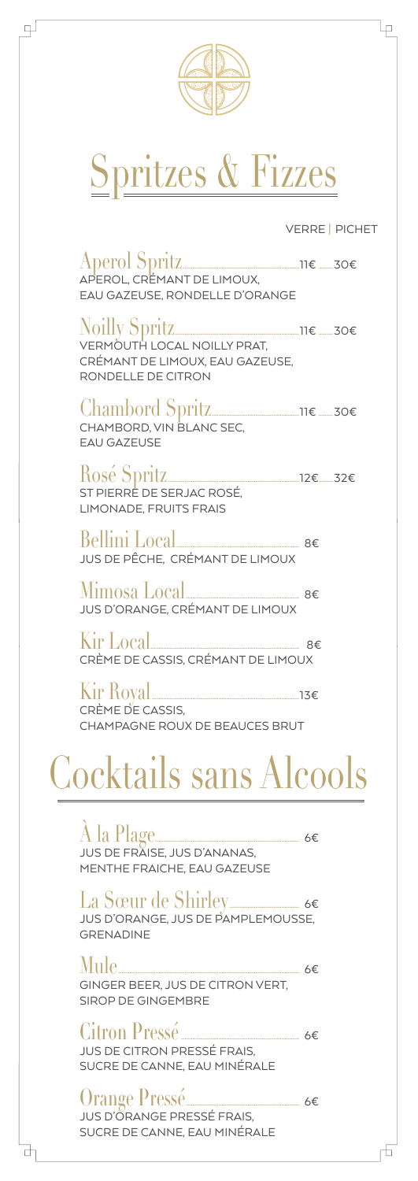# Spritzes & Fizzes

VERRE | PICHET

**Aperol Spritz** ........ 11€ ..... 30€
APÉROL, CRÉMANT DE LIMOUX, EAU GAZEUSE, RONDELLE D'ORANGE

**Noilly Spritz** ........ 11€ ..... 30€
VERMOUTH LOCAL NOILLY PRAT, CRÉMANT DE LIMOUX, EAU GAZEUSE, RONDELLE DE CITRON

**Chambord Spritz** ........ 11€ ..... 30€
CHAMBORD, VIN BLANC SEC, EAU GAZEUSE

**Rosé Spritz** ........ 12€ ..... 32€
ST PIERRE DE SERJAC ROSÉ, LIMONADE, FRUITS FRAIS

**Bellini Local** ........ 8€
JUS DE PÊCHE, CRÉMANT DE LIMOUX

**Mimosa Local** ........ 8€
JUS D'ORANGE, CRÉMANT DE LIMOUX

**Kir Local** ........ 8€
CRÈME DE CASSIS, CRÉMANT DE LIMOUX

**Kir Royal** ........ 13€
CRÈME DE CASSIS, CHAMPAGNE ROUX DE BEAUCES BRUT

# Cocktails sans Alcools

**À la Plage** ........ 6€
JUS DE FRAISE, JUS D'ANANAS, MENTHE FRAICHE, EAU GAZEUSE

**La Sœur de Shirley** ........ 6€
JUS D'ORANGE, JUS DE PAMPLEMOUSSE, GRENADINE

**Mule** ........ 6€
GINGER BEER, JUS DE CITRON VERT, SIROP DE GINGEMBRE

**Citron Pressé** ........ 6€
JUS DE CITRON PRESSÉ FRAIS, SUCRE DE CANNE, EAU MINÉRALE

**Orange Pressé** ........ 6€
JUS D'ORANGE PRESSÉ FRAIS, SUCRE DE CANNE, EAU MINÉRALE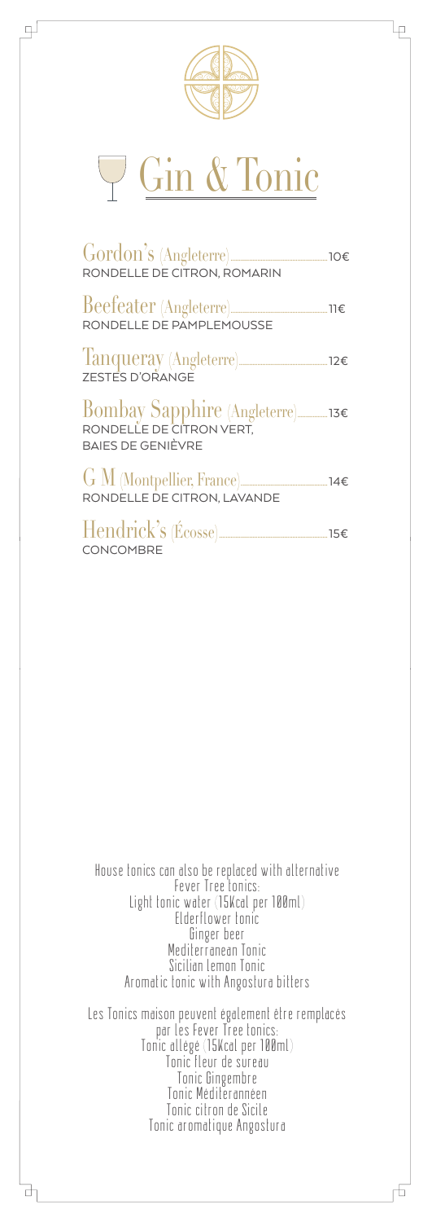# Gin & Tonic

**Gordon's** (Angleterre) ........ 10€
RONDELLE DE CITRON, ROMARIN

**Beefeater** (Angleterre) ........ 11€
RONDELLE DE PAMPLEMOUSSE

**Tanqueray** (Angleterre) ........ 12€
ZESTES D'ORANGE

**Bombay Sapphire** (Angleterre) ........ 13€
RONDELLE DE CITRON VERT, BAIES DE GENIÈVRE

**G M** (Montpellier, France) ........ 14€
RONDELLE DE CITRON, LAVANDE

**Hendrick's** (Écosse) ........ 15€
CONCOMBRE

House tonics can also be replaced with alternative
Fever Tree tonics:
Light tonic water (15Kcal per 100ml)
Elderflower tonic
Ginger beer
Mediterranean Tonic
Sicilian lemon Tonic
Aromatic tonic with Angostura bitters

Les Tonics maison peuvent également être remplacés
par les Fever Tree tonics:
Tonic allégé (15Kcal per 100ml)
Tonic fleur de sureau
Tonic Gingembre
Tonic Méditerannéen
Tonic citron de Sicile
Tonic aromatique Angostura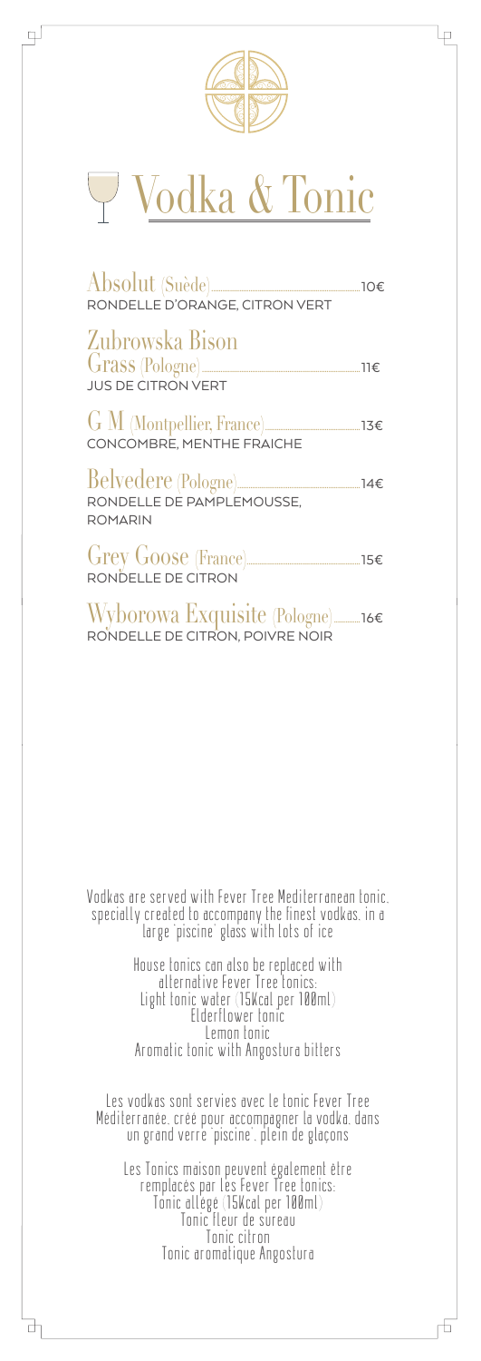# Vodka & Tonic

**Absolut** (Suède) ........ 10€
RONDELLE D'ORANGE, CITRON VERT

**Zubrowska Bison Grass** (Pologne) ........ 11€
JUS DE CITRON VERT

**G M** (Montpellier, France) ........ 13€
CONCOMBRE, MENTHE FRAICHE

**Belvedere** (Pologne) ........ 14€
RONDELLE DE PAMPLEMOUSSE, ROMARIN

**Grey Goose** (France) ........ 15€
RONDELLE DE CITRON

**Wyborowa Exquisite** (Pologne) ........ 16€
RONDELLE DE CITRON, POIVRE NOIR

Vodkas are served with Fever Tree Mediterranean tonic, specially created to accompany the finest vodkas, in a large 'piscine' glass with lots of ice

House tonics can also be replaced with alternative Fever Tree tonics:
Light tonic water (15Kcal per 100ml)
Elderflower tonic
Lemon tonic
Aromatic tonic with Angostura bitters

Les vodkas sont servies avec le tonic Fever Tree Méditerranée, créé pour accompagner la vodka, dans un grand verre 'piscine', plein de glaçons

Les Tonics maison peuvent également être remplacés par les Fever Tree tonics:
Tonic allégé (15Kcal per 100ml)
Tonic fleur de sureau
Tonic citron
Tonic aromatique Angostura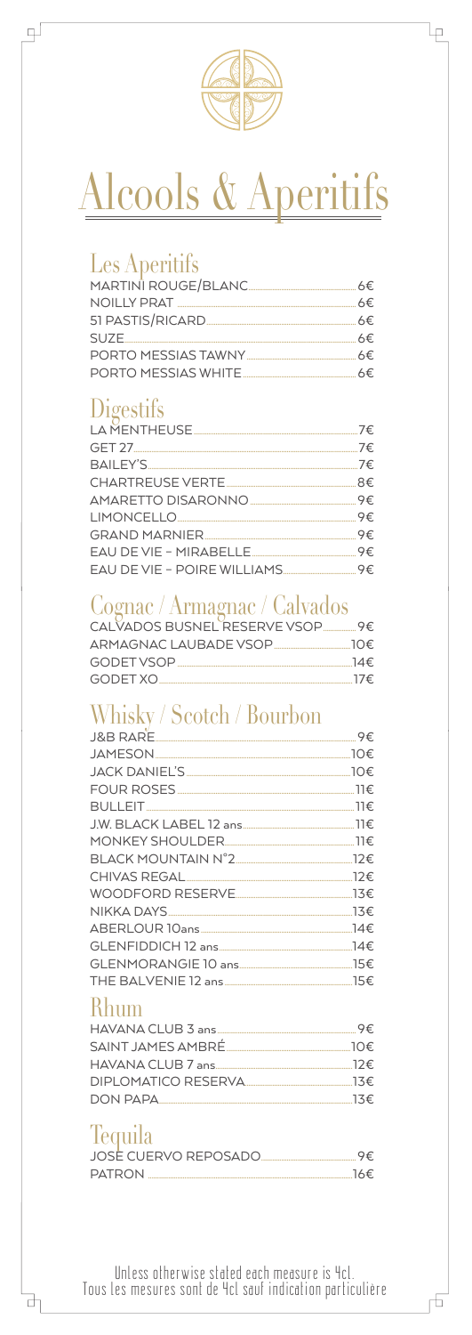# Alcools & Aperitifs

## Les Aperitifs

| | |
|---|---|
| MARTINI ROUGE/BLANC | 6€ |
| NOILLY PRAT | 6€ |
| 51 PASTIS/RICARD | 6€ |
| SUZE | 6€ |
| PORTO MESSIAS TAWNY | 6€ |
| PORTO MESSIAS WHITE | 6€ |

## Digestifs

| | |
|---|---|
| LA MENTHEUSE | 7€ |
| GET 27 | 7€ |
| BAILEY'S | 7€ |
| CHARTREUSE VERTE | 8€ |
| AMARETTO DISARONNO | 9€ |
| LIMONCELLO | 9€ |
| GRAND MARNIER | 9€ |
| EAU DE VIE – MIRABELLE | 9€ |
| EAU DE VIE – POIRE WILLIAMS | 9€ |

## Cognac / Armagnac / Calvados

| | |
|---|---|
| CALVADOS BUSNEL RESERVE VSOP | 9€ |
| ARMAGNAC LAUBADE VSOP | 10€ |
| GODET VSOP | 14€ |
| GODET XO | 17€ |

## Whisky / Scotch / Bourbon

| | |
|---|---|
| J&B RARE | 9€ |
| JAMESON | 10€ |
| JACK DANIEL'S | 10€ |
| FOUR ROSES | 11€ |
| BULLEIT | 11€ |
| J.W. BLACK LABEL 12 ans | 11€ |
| MONKEY SHOULDER | 11€ |
| BLACK MOUNTAIN N°2 | 12€ |
| CHIVAS REGAL | 12€ |
| WOODFORD RESERVE | 13€ |
| NIKKA DAYS | 13€ |
| ABERLOUR 10ans | 14€ |
| GLENFIDDICH 12 ans | 14€ |
| GLENMORANGIE 10 ans | 15€ |
| THE BALVENIE 12 ans | 15€ |

## Rhum

| | |
|---|---|
| HAVANA CLUB 3 ans | 9€ |
| SAINT JAMES AMBRÉ | 10€ |
| HAVANA CLUB 7 ans | 12€ |
| DIPLOMATICO RESERVA | 13€ |
| DON PAPA | 13€ |

## Tequila

| | |
|---|---|
| JOSÉ CUERVO REPOSADO | 9€ |
| PATRON | 16€ |

Unless otherwise stated each measure is 4cl.
Tous les mesures sont de 4cl sauf indication particulière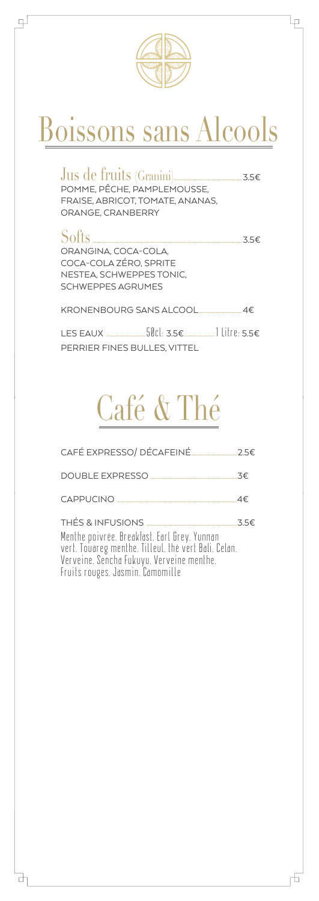# Boissons sans Alcools

**Jus de fruits (Granini)** ..... 3.5€

POMME, PÊCHE, PAMPLEMOUSSE, FRAISE, ABRICOT, TOMATE, ANANAS, ORANGE, CRANBERRY

**Softs** ..... 3.5€

ORANGINA, COCA-COLA, COCA-COLA ZÉRO, SPRITE NESTEA, SCHWEPPES TONIC, SCHWEPPES AGRUMES

KRONENBOURG SANS ALCOOL ..... 4€

LES EAUX ..... 50cl: 3.5€ ..... 1 Litre: 5.5€

PERRIER FINES BULLES, VITTEL

# Café & Thé

CAFÉ EXPRESSO/ DÉCAFEINÉ ..... 2.5€

DOUBLE EXPRESSO ..... 3€

CAPPUCINO ..... 4€

THÉS & INFUSIONS ..... 3.5€

Menthe poivrée. Breakfast. Earl Grey. Yunnan vert. Touareg menthe. Tilleul. thé vert Bali. Celan. Verveine. Sencha Fukuyu. Verveine menthe. Fruits rouges. Jasmin. Camomille